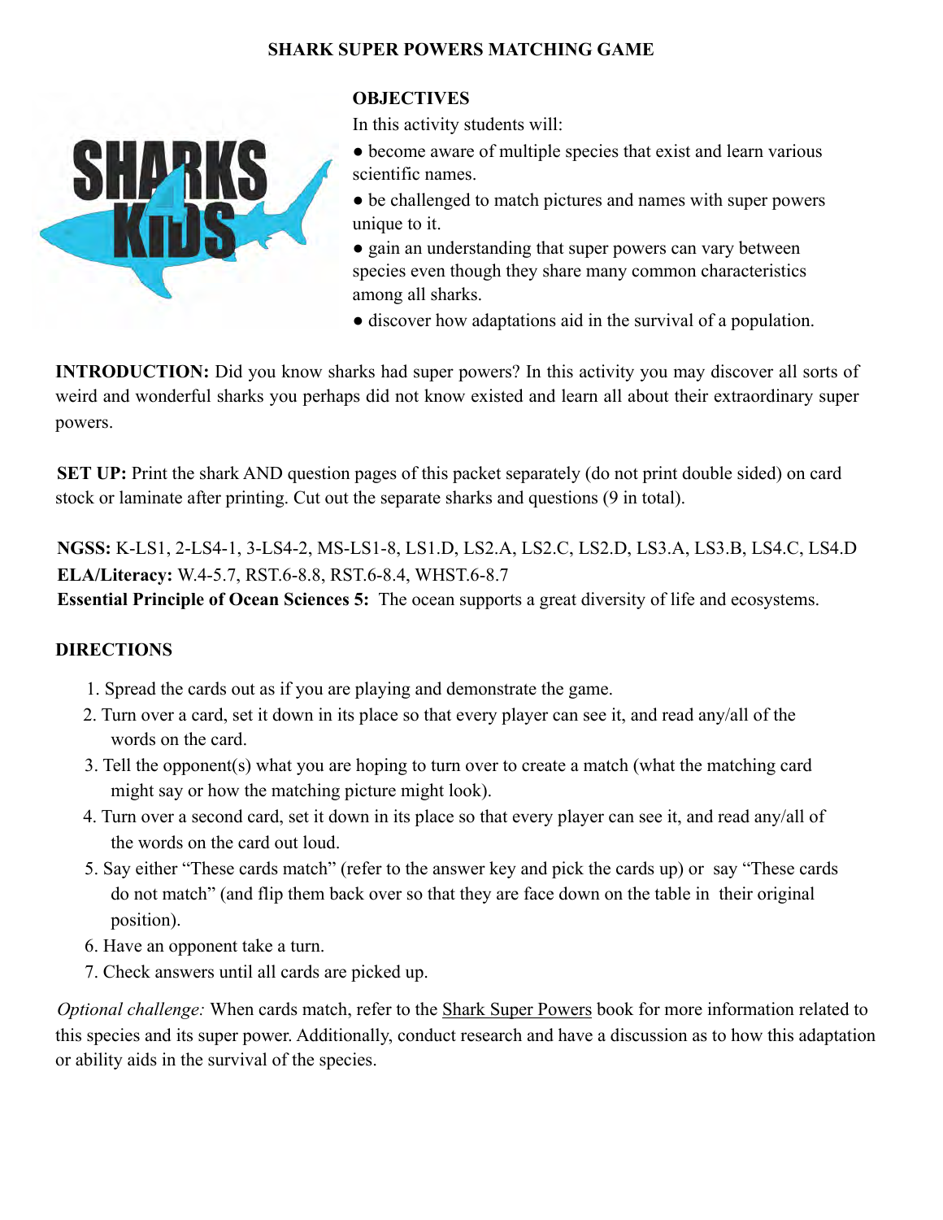# SHARK SUPER POWERS MATCHING GAME

## OBJECTIVES

In this activity students will:

- become aware of multiple species that exist and learn various scientific names.
- be challenged to match pictures and names with super powers unique to it.
- gain an understanding that super powers can vary between species even though they share many common characteristics among all sharks.
- discover how adaptations aid in the survival of a population.

**INTRODUCTION:** Did you know sharks had super powers? In this activity you may discover all sorts of weird and wonderful sharks you perhaps did not know existed and learn all about their extraordinary super powers.

**SET UP:** Print the shark AND question pages of this packet separately (do not print double sided) on card stock or laminate after printing. Cut out the separate sharks and questions (9 in total).

**NGSS:** K-LS1, 2-LS4-1, 3-LS4-2, MS-LS1-8, LS1.D, LS2.A, LS2.C, LS2.D, LS3.A, LS3.B, LS4.C, LS4.D
**ELA/Literacy:** W.4-5.7, RST.6-8.8, RST.6-8.4, WHST.6-8.7
**Essential Principle of Ocean Sciences 5:** The ocean supports a great diversity of life and ecosystems.

## DIRECTIONS

1. Spread the cards out as if you are playing and demonstrate the game.
2. Turn over a card, set it down in its place so that every player can see it, and read any/all of the words on the card.
3. Tell the opponent(s) what you are hoping to turn over to create a match (what the matching card might say or how the matching picture might look).
4. Turn over a second card, set it down in its place so that every player can see it, and read any/all of the words on the card out loud.
5. Say either "These cards match" (refer to the answer key and pick the cards up) or say "These cards do not match" (and flip them back over so that they are face down on the table in their original position).
6. Have an opponent take a turn.
7. Check answers until all cards are picked up.

*Optional challenge:* When cards match, refer to the Shark Super Powers book for more information related to this species and its super power. Additionally, conduct research and have a discussion as to how this adaptation or ability aids in the survival of the species.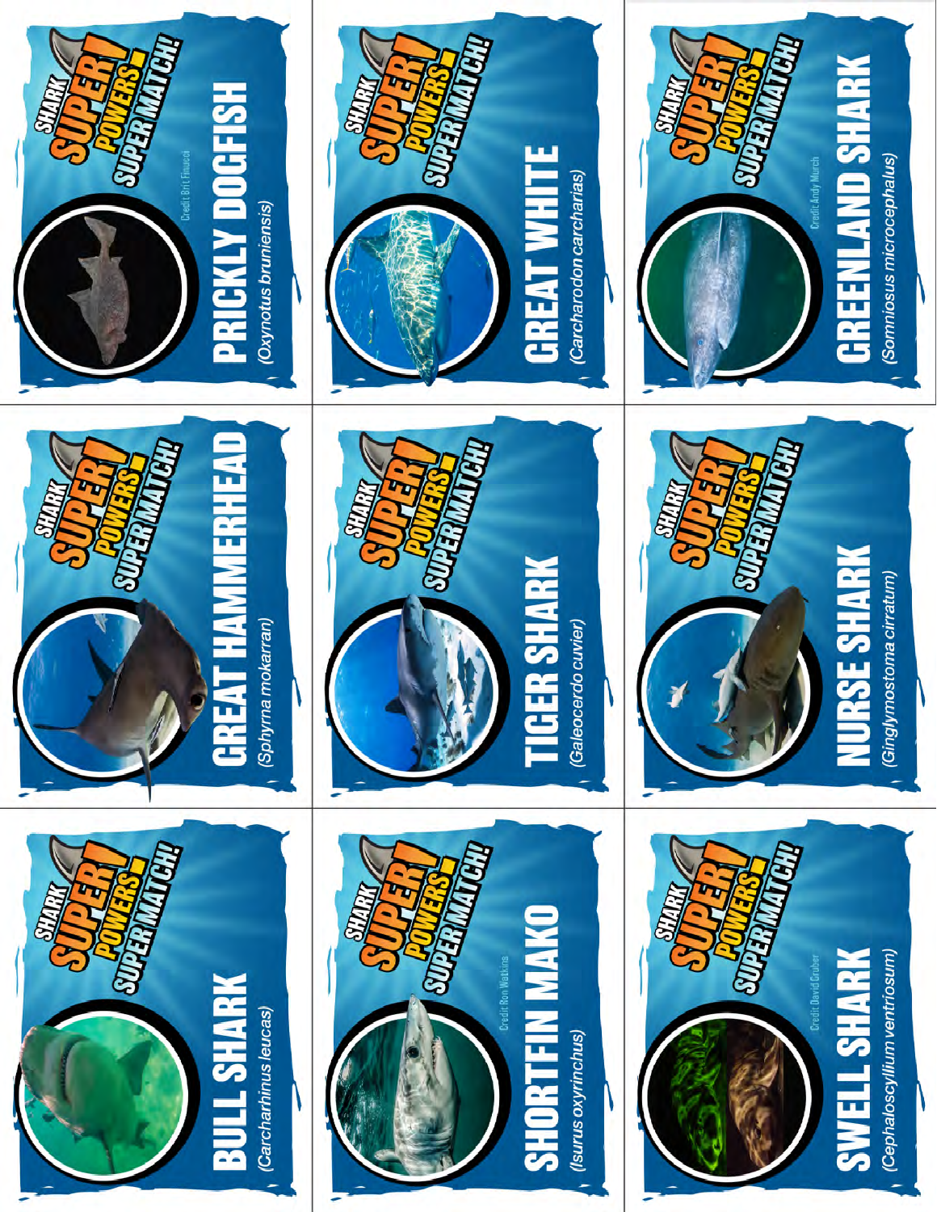SHARK SUPER! POWERS SUPER MATCH!

## BULL SHARK

(*Carcharhinus leucas*)

SHARK SUPER! POWERS SUPER MATCH!

## GREAT HAMMERHEAD

(*Sphyrna mokarran*)

SHARK SUPER! POWERS SUPER MATCH!

Credit Brit Finucci

## PRICKLY DOGFISH

(*Oxynotus bruniensis*)

SHARK SUPER! POWERS SUPER MATCH!

Credit Ron Watkins

## SHORTFIN MAKO

(*Isurus oxyrinchus*)

SHARK SUPER! POWERS SUPER MATCH!

## TIGER SHARK

(*Galeocerdo cuvier*)

SHARK SUPER! POWERS SUPER MATCH!

## GREAT WHITE

(*Carcharodon carcharias*)

SHARK SUPER! POWERS SUPER MATCH!

Credit David Gruber

## SWELL SHARK

(*Cephaloscyllium ventriosum*)

SHARK SUPER! POWERS SUPER MATCH!

## NURSE SHARK

(*Ginglymostoma cirratum*)

SHARK SUPER! POWERS SUPER MATCH!

Credit Andy Murch

## GREENLAND SHARK

(*Somniosus microcephalus*)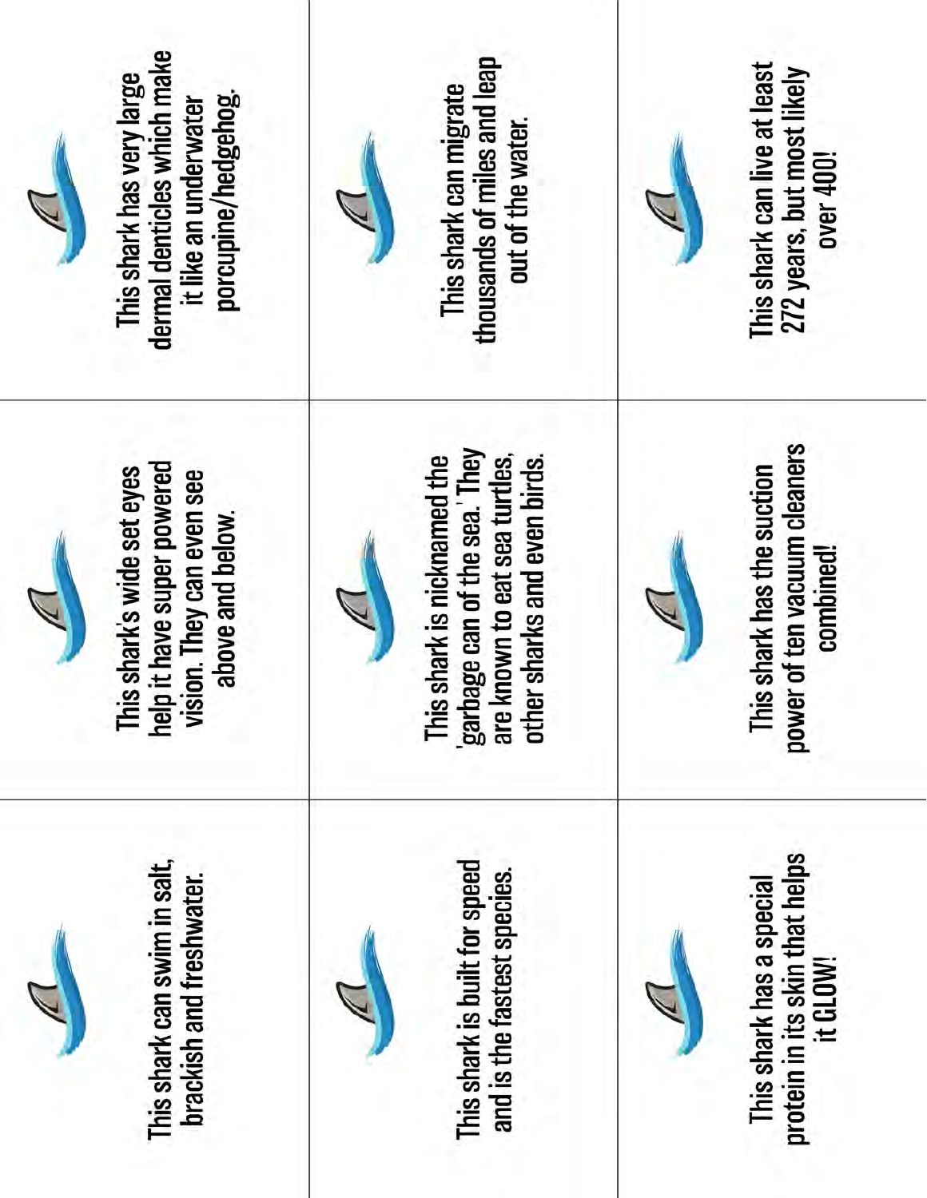This shark can swim in salt, brackish and freshwater.

This shark's wide set eyes help it have super powered vision. They can even see above and below.

This shark has very large dermal denticles which make it like an underwater porcupine/hedgehog.

This shark is built for speed and is the fastest species.

This shark is nicknamed the 'garbage can of the sea.' They are known to eat sea turtles, other sharks and even birds.

This shark can migrate thousands of miles and leap out of the water.

This shark has a special protein in its skin that helps it GLOW!

This shark has the suction power of ten vacuum cleaners combined!

This shark can live at least 272 years, but most likely over 400!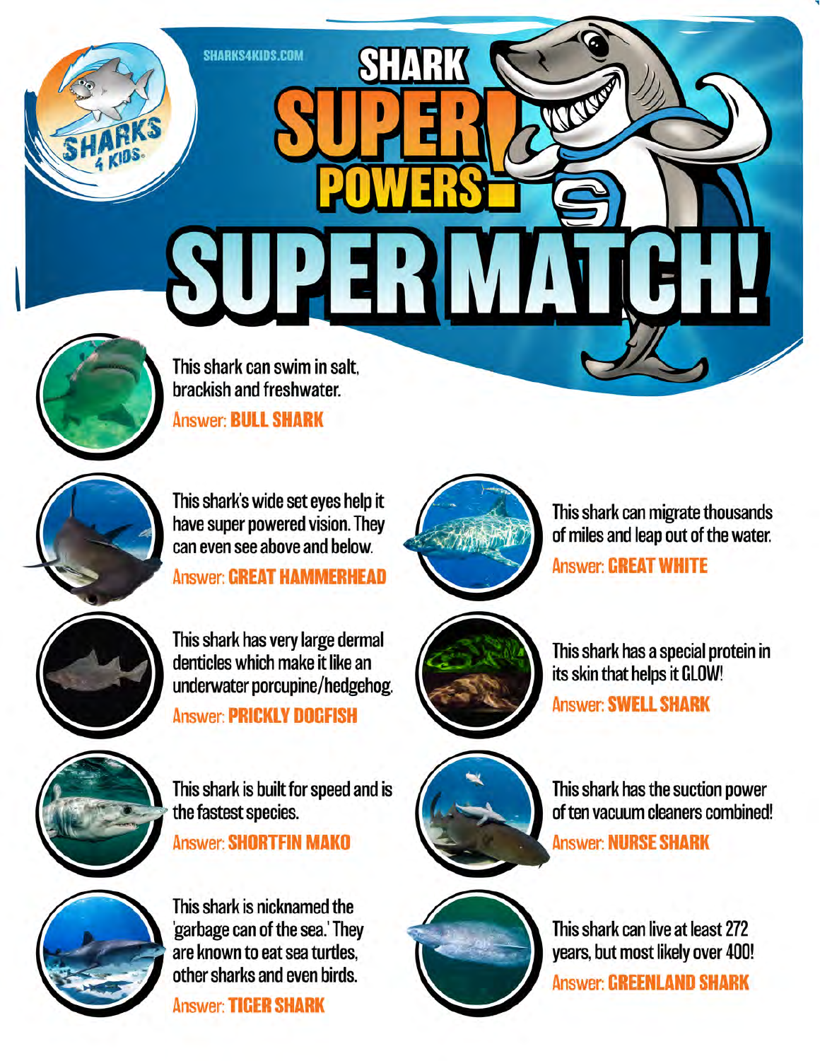SHARKS4KIDS.COM

# SHARK SUPER POWERS! SUPER MATCH!

This shark can swim in salt, brackish and freshwater.

Answer: **BULL SHARK**

This shark's wide set eyes help it have super powered vision. They can even see above and below.

Answer: **GREAT HAMMERHEAD**

This shark can migrate thousands of miles and leap out of the water.

Answer: **GREAT WHITE**

This shark has very large dermal denticles which make it like an underwater porcupine/hedgehog.

Answer: **PRICKLY DOGFISH**

This shark has a special protein in its skin that helps it GLOW!

Answer: **SWELL SHARK**

This shark is built for speed and is the fastest species.

Answer: **SHORTFIN MAKO**

This shark has the suction power of ten vacuum cleaners combined!

Answer: **NURSE SHARK**

This shark is nicknamed the 'garbage can of the sea.' They are known to eat sea turtles, other sharks and even birds.

Answer: **TIGER SHARK**

This shark can live at least 272 years, but most likely over 400!

Answer: **GREENLAND SHARK**